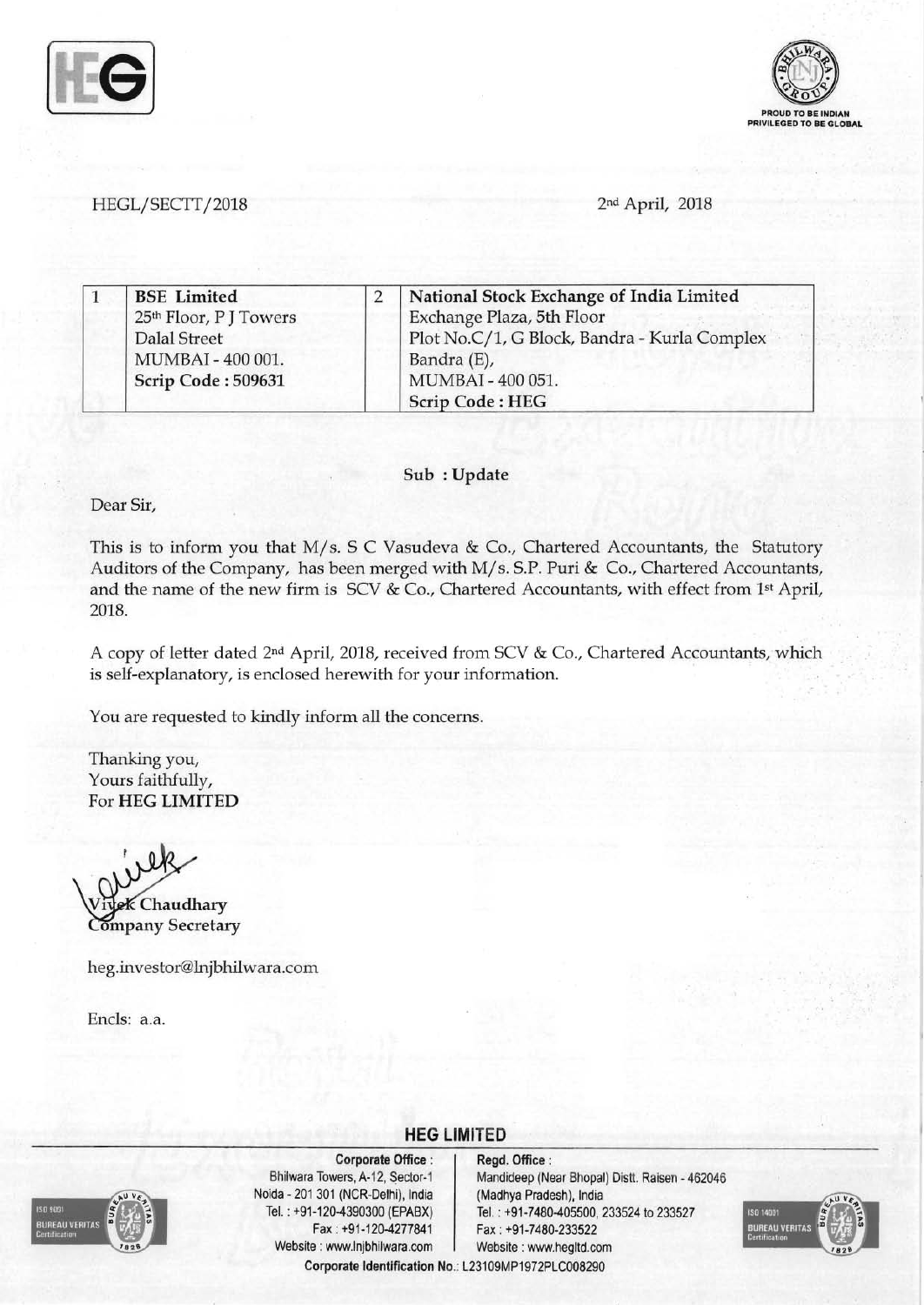HEGL/SECTT/2018

2nd April, 2018

| 1 | **BSE Limited**<br>25th Floor, P J Towers<br>Dalal Street<br>MUMBAI - 400 001.<br>**Scrip Code : 509631** | 2 | **National Stock Exchange of India Limited**<br>Exchange Plaza, 5th Floor<br>Plot No.C/1, G Block, Bandra - Kurla Complex<br>Bandra (E),<br>MUMBAI - 400 051.<br>**Scrip Code : HEG** |
|---|---|---|---|

**Sub : Update**

Dear Sir,

This is to inform you that M/s. S C Vasudeva & Co., Chartered Accountants, the Statutory Auditors of the Company, has been merged with M/s. S.P. Puri & Co., Chartered Accountants, and the name of the new firm is SCV & Co., Chartered Accountants, with effect from 1st April, 2018.

A copy of letter dated 2nd April, 2018, received from SCV & Co., Chartered Accountants, which is self-explanatory, is enclosed herewith for your information.

You are requested to kindly inform all the concerns.

Thanking you,
Yours faithfully,
For **HEG LIMITED**

**Vivek Chaudhary**
**Company Secretary**

heg.investor@lnjbhilwara.com

Encls: a.a.

**HEG LIMITED**

**Corporate Office :** Bhilwara Towers, A-12, Sector-1, Noida - 201 301 (NCR-Delhi), India. Tel. : +91-120-4390300 (EPABX), Fax : +91-120-4277841, Website : www.lnjbhilwara.com

**Regd. Office :** Mandideep (Near Bhopal) Distt. Raisen - 462046 (Madhya Pradesh), India. Tel. : +91-7480-405500, 233524 to 233527, Fax : +91-7480-233522, Website : www.hegltd.com

**Corporate Identification No.:** L23109MP1972PLC008290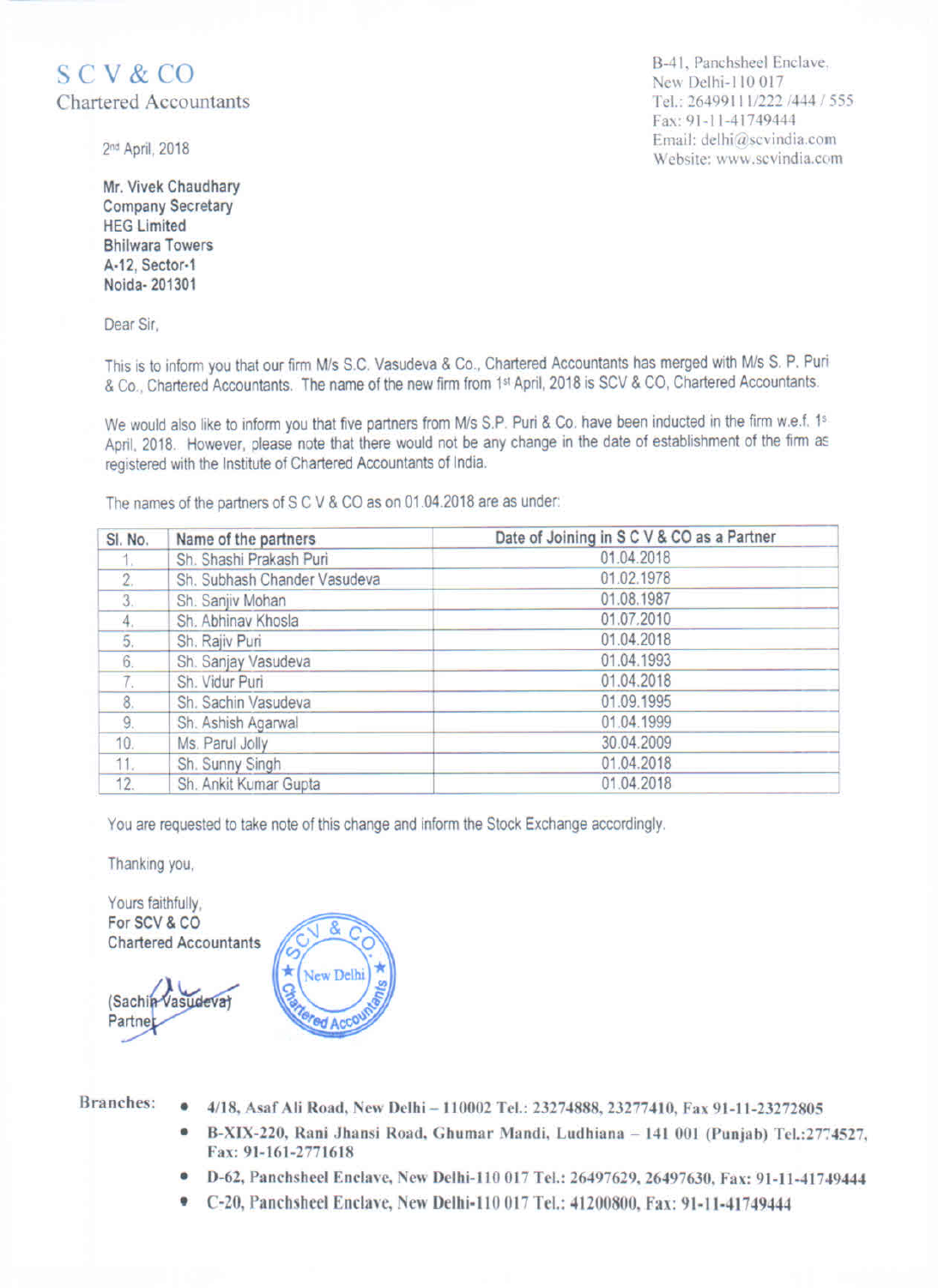# S C V & CO
Chartered Accountants

B-41, Panchsheel Enclave,
New Delhi-110 017
Tel.: 26499111/222 /444 / 555
Fax: 91-11-41749444
Email: delhi@scvindia.com
Website: www.scvindia.com

2nd April, 2018

**Mr. Vivek Chaudhary**
**Company Secretary**
**HEG Limited**
**Bhilwara Towers**
**A-12, Sector-1**
**Noida- 201301**

Dear Sir,

This is to inform you that our firm M/s S.C. Vasudeva & Co., Chartered Accountants has merged with M/s S. P. Puri & Co., Chartered Accountants. The name of the new firm from 1st April, 2018 is SCV & CO, Chartered Accountants.

We would also like to inform you that five partners from M/s S.P. Puri & Co. have been inducted in the firm w.e.f. 1st April, 2018. However, please note that there would not be any change in the date of establishment of the firm as registered with the Institute of Chartered Accountants of India.

The names of the partners of S C V & CO as on 01.04.2018 are as under:

| Sl. No. | Name of the partners | Date of Joining in S C V & CO as a Partner |
|---|---|---|
| 1. | Sh. Shashi Prakash Puri | 01.04.2018 |
| 2. | Sh. Subhash Chander Vasudeva | 01.02.1978 |
| 3. | Sh. Sanjiv Mohan | 01.08.1987 |
| 4. | Sh. Abhinav Khosla | 01.07.2010 |
| 5. | Sh. Rajiv Puri | 01.04.2018 |
| 6. | Sh. Sanjay Vasudeva | 01.04.1993 |
| 7. | Sh. Vidur Puri | 01.04.2018 |
| 8. | Sh. Sachin Vasudeva | 01.09.1995 |
| 9. | Sh. Ashish Agarwal | 01.04.1999 |
| 10. | Ms. Parul Jolly | 30.04.2009 |
| 11. | Sh. Sunny Singh | 01.04.2018 |
| 12. | Sh. Ankit Kumar Gupta | 01.04.2018 |

You are requested to take note of this change and inform the Stock Exchange accordingly.

Thanking you,

Yours faithfully,
**For SCV & CO**
**Chartered Accountants**

(Sachin Vasudeva)
Partner

**Branches:**

- **4/18, Asaf Ali Road, New Delhi – 110002 Tel.: 23274888, 23277410, Fax 91-11-23272805**
- **B-XIX-220, Rani Jhansi Road, Ghumar Mandi, Ludhiana – 141 001 (Punjab) Tel.:2774527, Fax: 91-161-2771618**
- **D-62, Panchsheel Enclave, New Delhi-110 017 Tel.: 26497629, 26497630, Fax: 91-11-41749444**
- **C-20, Panchsheel Enclave, New Delhi-110 017 Tel.: 41200800, Fax: 91-11-41749444**